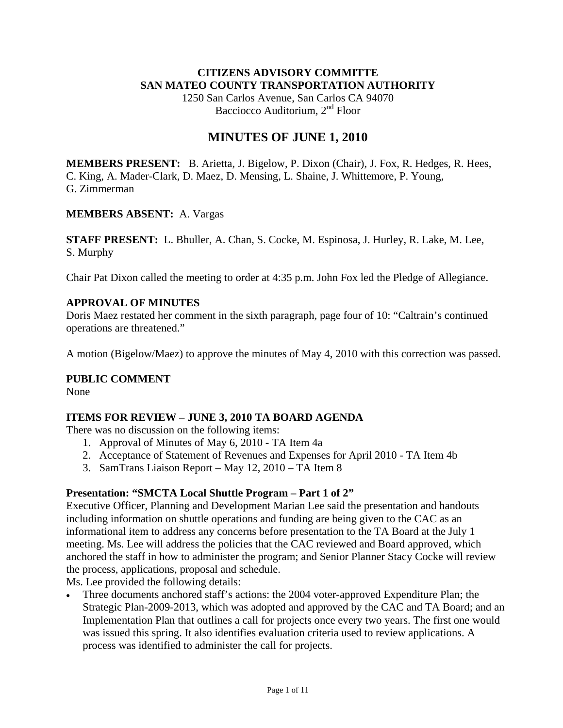**CITIZENS ADVISORY COMMITTE**
**SAN MATEO COUNTY TRANSPORTATION AUTHORITY**
1250 San Carlos Avenue, San Carlos CA 94070
Bacciocco Auditorium, 2nd Floor

# MINUTES OF JUNE 1, 2010

**MEMBERS PRESENT:** B. Arietta, J. Bigelow, P. Dixon (Chair), J. Fox, R. Hedges, R. Hees, C. King, A. Mader-Clark, D. Maez, D. Mensing, L. Shaine, J. Whittemore, P. Young, G. Zimmerman

**MEMBERS ABSENT:** A. Vargas

**STAFF PRESENT:** L. Bhuller, A. Chan, S. Cocke, M. Espinosa, J. Hurley, R. Lake, M. Lee, S. Murphy

Chair Pat Dixon called the meeting to order at 4:35 p.m. John Fox led the Pledge of Allegiance.

## APPROVAL OF MINUTES

Doris Maez restated her comment in the sixth paragraph, page four of 10: "Caltrain's continued operations are threatened."

A motion (Bigelow/Maez) to approve the minutes of May 4, 2010 with this correction was passed.

## PUBLIC COMMENT

None

## ITEMS FOR REVIEW – JUNE 3, 2010 TA BOARD AGENDA

There was no discussion on the following items:

1. Approval of Minutes of May 6, 2010 - TA Item 4a
2. Acceptance of Statement of Revenues and Expenses for April 2010 - TA Item 4b
3. SamTrans Liaison Report – May 12, 2010 – TA Item 8

### Presentation: "SMCTA Local Shuttle Program – Part 1 of 2"

Executive Officer, Planning and Development Marian Lee said the presentation and handouts including information on shuttle operations and funding are being given to the CAC as an informational item to address any concerns before presentation to the TA Board at the July 1 meeting. Ms. Lee will address the policies that the CAC reviewed and Board approved, which anchored the staff in how to administer the program; and Senior Planner Stacy Cocke will review the process, applications, proposal and schedule.

Ms. Lee provided the following details:

- Three documents anchored staff's actions: the 2004 voter-approved Expenditure Plan; the Strategic Plan-2009-2013, which was adopted and approved by the CAC and TA Board; and an Implementation Plan that outlines a call for projects once every two years. The first one would was issued this spring. It also identifies evaluation criteria used to review applications. A process was identified to administer the call for projects.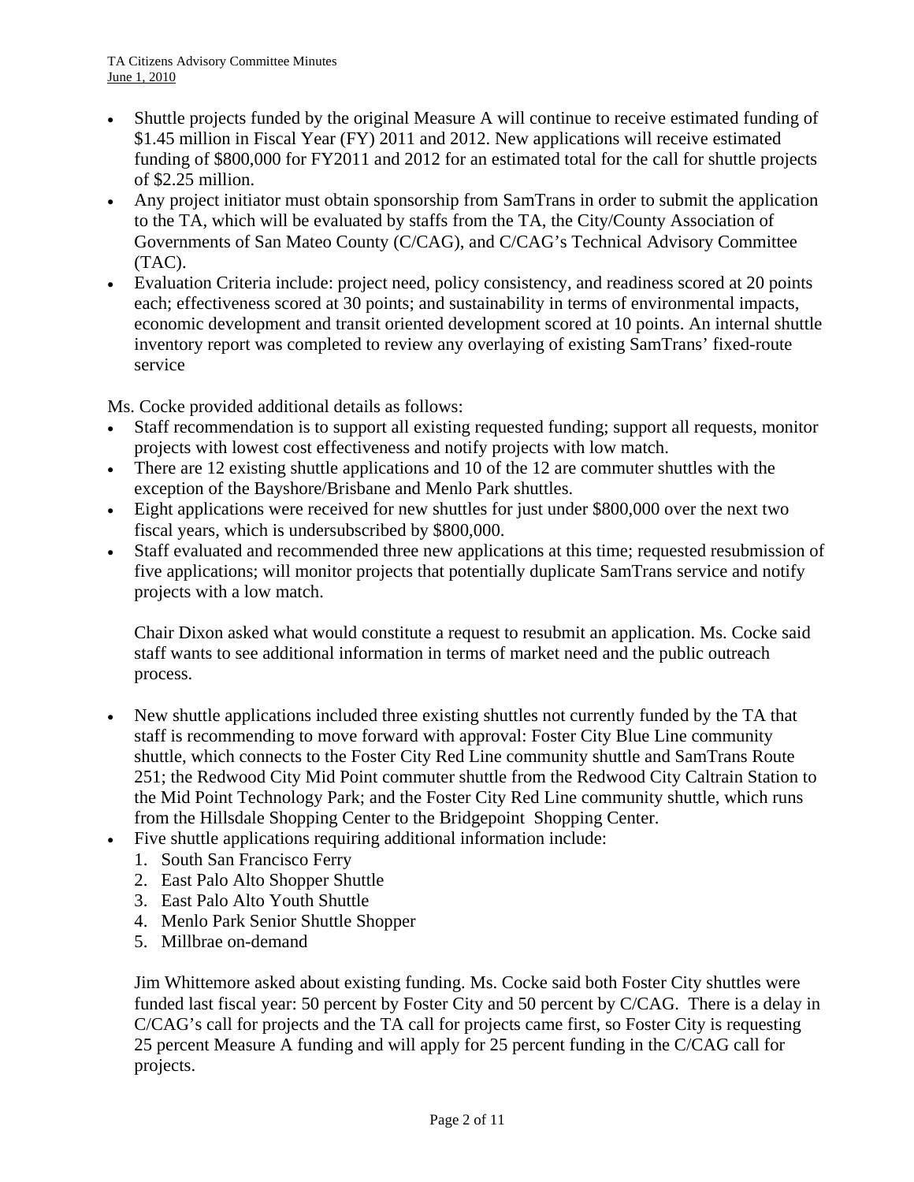- Shuttle projects funded by the original Measure A will continue to receive estimated funding of \$1.45 million in Fiscal Year (FY) 2011 and 2012. New applications will receive estimated funding of \$800,000 for FY2011 and 2012 for an estimated total for the call for shuttle projects of \$2.25 million.
- Any project initiator must obtain sponsorship from SamTrans in order to submit the application to the TA, which will be evaluated by staffs from the TA, the City/County Association of Governments of San Mateo County (C/CAG), and C/CAG's Technical Advisory Committee (TAC).
- Evaluation Criteria include: project need, policy consistency, and readiness scored at 20 points each; effectiveness scored at 30 points; and sustainability in terms of environmental impacts, economic development and transit oriented development scored at 10 points. An internal shuttle inventory report was completed to review any overlaying of existing SamTrans' fixed-route service

Ms. Cocke provided additional details as follows:

- Staff recommendation is to support all existing requested funding; support all requests, monitor projects with lowest cost effectiveness and notify projects with low match.
- There are 12 existing shuttle applications and 10 of the 12 are commuter shuttles with the exception of the Bayshore/Brisbane and Menlo Park shuttles.
- Eight applications were received for new shuttles for just under \$800,000 over the next two fiscal years, which is undersubscribed by \$800,000.
- Staff evaluated and recommended three new applications at this time; requested resubmission of five applications; will monitor projects that potentially duplicate SamTrans service and notify projects with a low match.

  Chair Dixon asked what would constitute a request to resubmit an application. Ms. Cocke said staff wants to see additional information in terms of market need and the public outreach process.

- New shuttle applications included three existing shuttles not currently funded by the TA that staff is recommending to move forward with approval: Foster City Blue Line community shuttle, which connects to the Foster City Red Line community shuttle and SamTrans Route 251; the Redwood City Mid Point commuter shuttle from the Redwood City Caltrain Station to the Mid Point Technology Park; and the Foster City Red Line community shuttle, which runs from the Hillsdale Shopping Center to the Bridgepoint Shopping Center.
- Five shuttle applications requiring additional information include:
  1. South San Francisco Ferry
  2. East Palo Alto Shopper Shuttle
  3. East Palo Alto Youth Shuttle
  4. Menlo Park Senior Shuttle Shopper
  5. Millbrae on-demand

  Jim Whittemore asked about existing funding. Ms. Cocke said both Foster City shuttles were funded last fiscal year: 50 percent by Foster City and 50 percent by C/CAG. There is a delay in C/CAG's call for projects and the TA call for projects came first, so Foster City is requesting 25 percent Measure A funding and will apply for 25 percent funding in the C/CAG call for projects.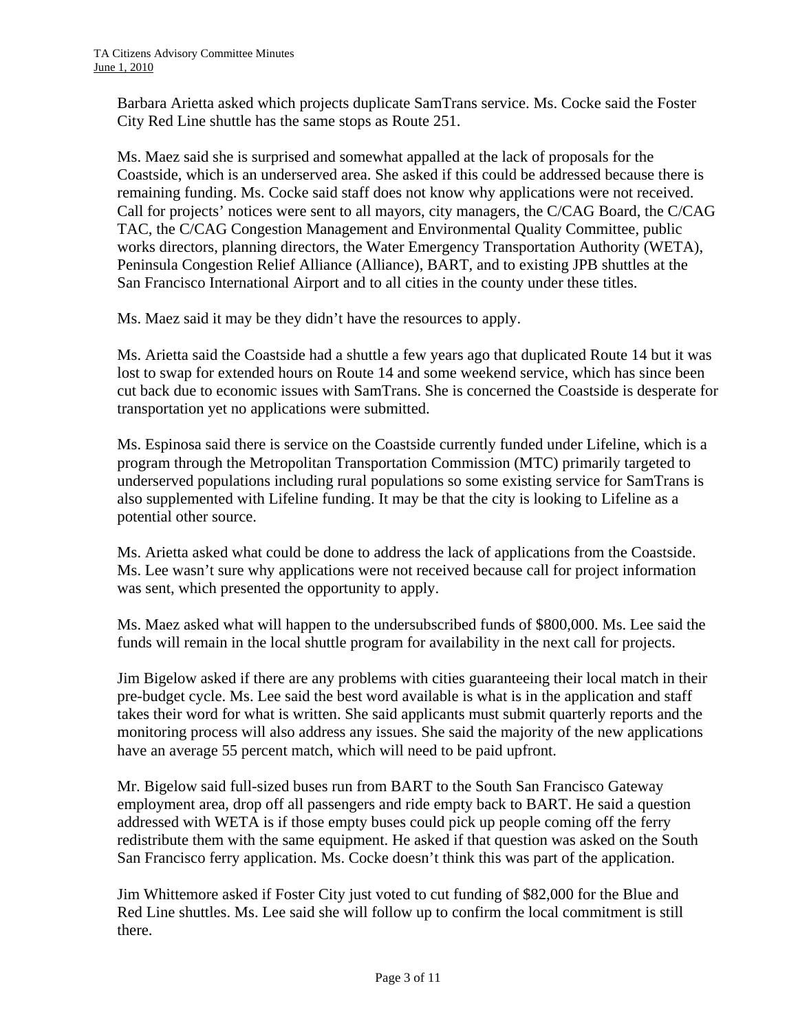Barbara Arietta asked which projects duplicate SamTrans service. Ms. Cocke said the Foster City Red Line shuttle has the same stops as Route 251.

Ms. Maez said she is surprised and somewhat appalled at the lack of proposals for the Coastside, which is an underserved area. She asked if this could be addressed because there is remaining funding. Ms. Cocke said staff does not know why applications were not received. Call for projects' notices were sent to all mayors, city managers, the C/CAG Board, the C/CAG TAC, the C/CAG Congestion Management and Environmental Quality Committee, public works directors, planning directors, the Water Emergency Transportation Authority (WETA), Peninsula Congestion Relief Alliance (Alliance), BART, and to existing JPB shuttles at the San Francisco International Airport and to all cities in the county under these titles.

Ms. Maez said it may be they didn't have the resources to apply.

Ms. Arietta said the Coastside had a shuttle a few years ago that duplicated Route 14 but it was lost to swap for extended hours on Route 14 and some weekend service, which has since been cut back due to economic issues with SamTrans. She is concerned the Coastside is desperate for transportation yet no applications were submitted.

Ms. Espinosa said there is service on the Coastside currently funded under Lifeline, which is a program through the Metropolitan Transportation Commission (MTC) primarily targeted to underserved populations including rural populations so some existing service for SamTrans is also supplemented with Lifeline funding. It may be that the city is looking to Lifeline as a potential other source.

Ms. Arietta asked what could be done to address the lack of applications from the Coastside. Ms. Lee wasn't sure why applications were not received because call for project information was sent, which presented the opportunity to apply.

Ms. Maez asked what will happen to the undersubscribed funds of $800,000. Ms. Lee said the funds will remain in the local shuttle program for availability in the next call for projects.

Jim Bigelow asked if there are any problems with cities guaranteeing their local match in their pre-budget cycle. Ms. Lee said the best word available is what is in the application and staff takes their word for what is written. She said applicants must submit quarterly reports and the monitoring process will also address any issues. She said the majority of the new applications have an average 55 percent match, which will need to be paid upfront.

Mr. Bigelow said full-sized buses run from BART to the South San Francisco Gateway employment area, drop off all passengers and ride empty back to BART. He said a question addressed with WETA is if those empty buses could pick up people coming off the ferry redistribute them with the same equipment. He asked if that question was asked on the South San Francisco ferry application. Ms. Cocke doesn't think this was part of the application.

Jim Whittemore asked if Foster City just voted to cut funding of $82,000 for the Blue and Red Line shuttles. Ms. Lee said she will follow up to confirm the local commitment is still there.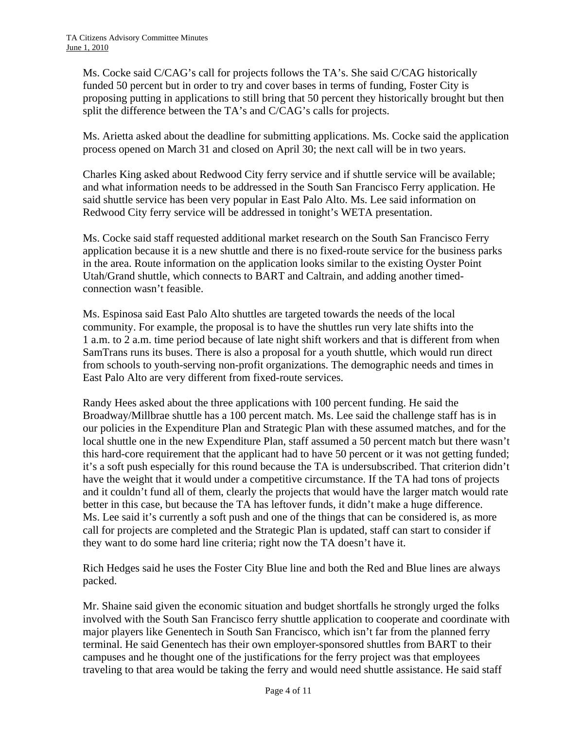Ms. Cocke said C/CAG's call for projects follows the TA's. She said C/CAG historically funded 50 percent but in order to try and cover bases in terms of funding, Foster City is proposing putting in applications to still bring that 50 percent they historically brought but then split the difference between the TA's and C/CAG's calls for projects.

Ms. Arietta asked about the deadline for submitting applications. Ms. Cocke said the application process opened on March 31 and closed on April 30; the next call will be in two years.

Charles King asked about Redwood City ferry service and if shuttle service will be available; and what information needs to be addressed in the South San Francisco Ferry application. He said shuttle service has been very popular in East Palo Alto. Ms. Lee said information on Redwood City ferry service will be addressed in tonight's WETA presentation.

Ms. Cocke said staff requested additional market research on the South San Francisco Ferry application because it is a new shuttle and there is no fixed-route service for the business parks in the area. Route information on the application looks similar to the existing Oyster Point Utah/Grand shuttle, which connects to BART and Caltrain, and adding another timed-connection wasn't feasible.

Ms. Espinosa said East Palo Alto shuttles are targeted towards the needs of the local community. For example, the proposal is to have the shuttles run very late shifts into the 1 a.m. to 2 a.m. time period because of late night shift workers and that is different from when SamTrans runs its buses. There is also a proposal for a youth shuttle, which would run direct from schools to youth-serving non-profit organizations. The demographic needs and times in East Palo Alto are very different from fixed-route services.

Randy Hees asked about the three applications with 100 percent funding. He said the Broadway/Millbrae shuttle has a 100 percent match. Ms. Lee said the challenge staff has is in our policies in the Expenditure Plan and Strategic Plan with these assumed matches, and for the local shuttle one in the new Expenditure Plan, staff assumed a 50 percent match but there wasn't this hard-core requirement that the applicant had to have 50 percent or it was not getting funded; it's a soft push especially for this round because the TA is undersubscribed. That criterion didn't have the weight that it would under a competitive circumstance. If the TA had tons of projects and it couldn't fund all of them, clearly the projects that would have the larger match would rate better in this case, but because the TA has leftover funds, it didn't make a huge difference. Ms. Lee said it's currently a soft push and one of the things that can be considered is, as more call for projects are completed and the Strategic Plan is updated, staff can start to consider if they want to do some hard line criteria; right now the TA doesn't have it.

Rich Hedges said he uses the Foster City Blue line and both the Red and Blue lines are always packed.

Mr. Shaine said given the economic situation and budget shortfalls he strongly urged the folks involved with the South San Francisco ferry shuttle application to cooperate and coordinate with major players like Genentech in South San Francisco, which isn't far from the planned ferry terminal. He said Genentech has their own employer-sponsored shuttles from BART to their campuses and he thought one of the justifications for the ferry project was that employees traveling to that area would be taking the ferry and would need shuttle assistance. He said staff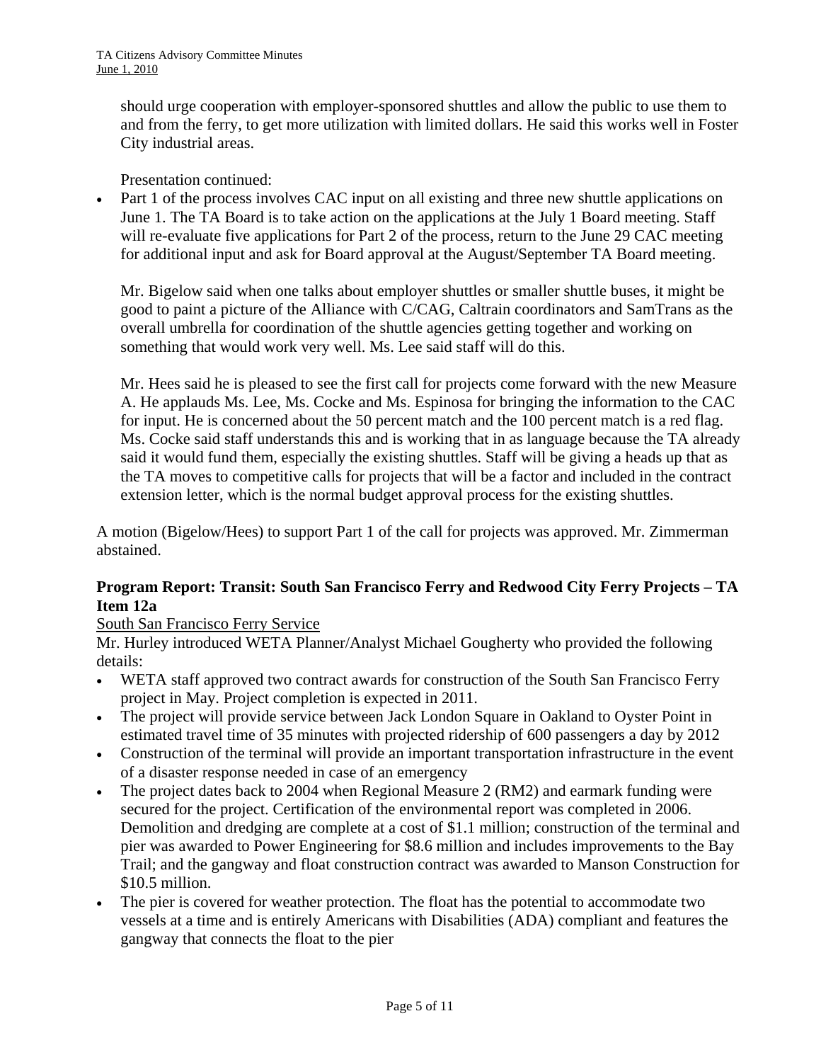should urge cooperation with employer-sponsored shuttles and allow the public to use them to and from the ferry, to get more utilization with limited dollars. He said this works well in Foster City industrial areas.

Presentation continued:

- Part 1 of the process involves CAC input on all existing and three new shuttle applications on June 1. The TA Board is to take action on the applications at the July 1 Board meeting. Staff will re-evaluate five applications for Part 2 of the process, return to the June 29 CAC meeting for additional input and ask for Board approval at the August/September TA Board meeting.

  Mr. Bigelow said when one talks about employer shuttles or smaller shuttle buses, it might be good to paint a picture of the Alliance with C/CAG, Caltrain coordinators and SamTrans as the overall umbrella for coordination of the shuttle agencies getting together and working on something that would work very well. Ms. Lee said staff will do this.

  Mr. Hees said he is pleased to see the first call for projects come forward with the new Measure A. He applauds Ms. Lee, Ms. Cocke and Ms. Espinosa for bringing the information to the CAC for input. He is concerned about the 50 percent match and the 100 percent match is a red flag. Ms. Cocke said staff understands this and is working that in as language because the TA already said it would fund them, especially the existing shuttles. Staff will be giving a heads up that as the TA moves to competitive calls for projects that will be a factor and included in the contract extension letter, which is the normal budget approval process for the existing shuttles.

A motion (Bigelow/Hees) to support Part 1 of the call for projects was approved. Mr. Zimmerman abstained.

**Program Report: Transit: South San Francisco Ferry and Redwood City Ferry Projects – TA Item 12a**

South San Francisco Ferry Service

Mr. Hurley introduced WETA Planner/Analyst Michael Gougherty who provided the following details:

- WETA staff approved two contract awards for construction of the South San Francisco Ferry project in May. Project completion is expected in 2011.
- The project will provide service between Jack London Square in Oakland to Oyster Point in estimated travel time of 35 minutes with projected ridership of 600 passengers a day by 2012
- Construction of the terminal will provide an important transportation infrastructure in the event of a disaster response needed in case of an emergency
- The project dates back to 2004 when Regional Measure 2 (RM2) and earmark funding were secured for the project. Certification of the environmental report was completed in 2006. Demolition and dredging are complete at a cost of $1.1 million; construction of the terminal and pier was awarded to Power Engineering for $8.6 million and includes improvements to the Bay Trail; and the gangway and float construction contract was awarded to Manson Construction for $10.5 million.
- The pier is covered for weather protection. The float has the potential to accommodate two vessels at a time and is entirely Americans with Disabilities (ADA) compliant and features the gangway that connects the float to the pier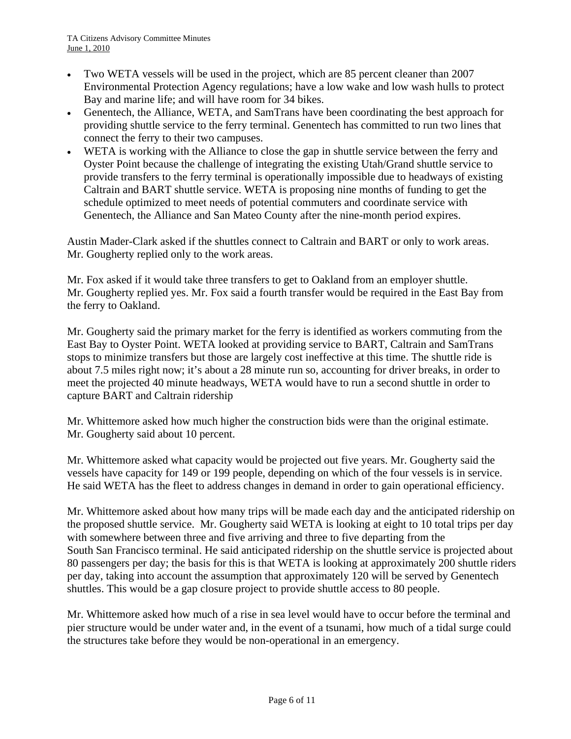- Two WETA vessels will be used in the project, which are 85 percent cleaner than 2007 Environmental Protection Agency regulations; have a low wake and low wash hulls to protect Bay and marine life; and will have room for 34 bikes.
- Genentech, the Alliance, WETA, and SamTrans have been coordinating the best approach for providing shuttle service to the ferry terminal. Genentech has committed to run two lines that connect the ferry to their two campuses.
- WETA is working with the Alliance to close the gap in shuttle service between the ferry and Oyster Point because the challenge of integrating the existing Utah/Grand shuttle service to provide transfers to the ferry terminal is operationally impossible due to headways of existing Caltrain and BART shuttle service. WETA is proposing nine months of funding to get the schedule optimized to meet needs of potential commuters and coordinate service with Genentech, the Alliance and San Mateo County after the nine-month period expires.

Austin Mader-Clark asked if the shuttles connect to Caltrain and BART or only to work areas. Mr. Gougherty replied only to the work areas.

Mr. Fox asked if it would take three transfers to get to Oakland from an employer shuttle. Mr. Gougherty replied yes. Mr. Fox said a fourth transfer would be required in the East Bay from the ferry to Oakland.

Mr. Gougherty said the primary market for the ferry is identified as workers commuting from the East Bay to Oyster Point. WETA looked at providing service to BART, Caltrain and SamTrans stops to minimize transfers but those are largely cost ineffective at this time. The shuttle ride is about 7.5 miles right now; it's about a 28 minute run so, accounting for driver breaks, in order to meet the projected 40 minute headways, WETA would have to run a second shuttle in order to capture BART and Caltrain ridership

Mr. Whittemore asked how much higher the construction bids were than the original estimate. Mr. Gougherty said about 10 percent.

Mr. Whittemore asked what capacity would be projected out five years. Mr. Gougherty said the vessels have capacity for 149 or 199 people, depending on which of the four vessels is in service. He said WETA has the fleet to address changes in demand in order to gain operational efficiency.

Mr. Whittemore asked about how many trips will be made each day and the anticipated ridership on the proposed shuttle service. Mr. Gougherty said WETA is looking at eight to 10 total trips per day with somewhere between three and five arriving and three to five departing from the South San Francisco terminal. He said anticipated ridership on the shuttle service is projected about 80 passengers per day; the basis for this is that WETA is looking at approximately 200 shuttle riders per day, taking into account the assumption that approximately 120 will be served by Genentech shuttles. This would be a gap closure project to provide shuttle access to 80 people.

Mr. Whittemore asked how much of a rise in sea level would have to occur before the terminal and pier structure would be under water and, in the event of a tsunami, how much of a tidal surge could the structures take before they would be non-operational in an emergency.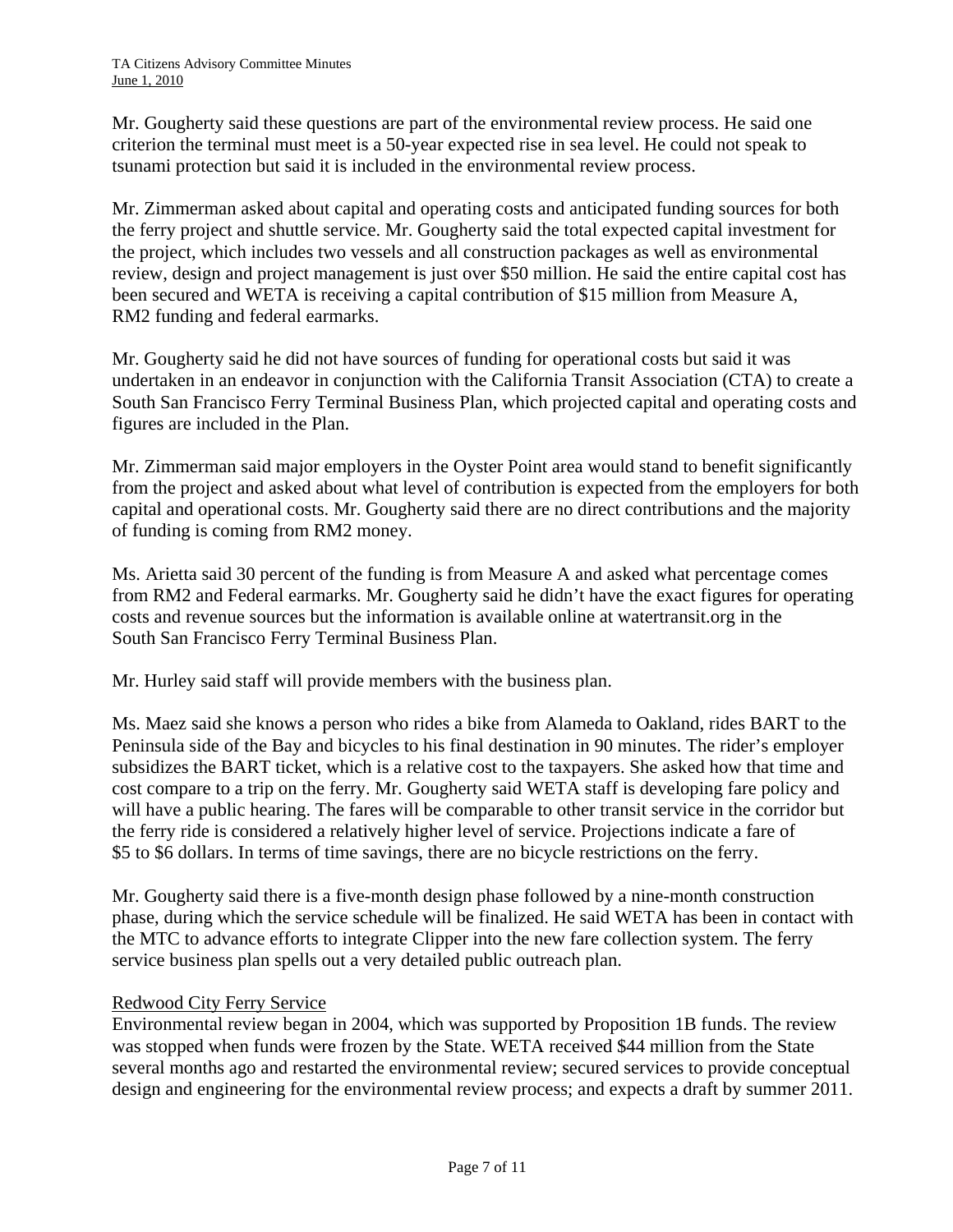Mr. Gougherty said these questions are part of the environmental review process. He said one criterion the terminal must meet is a 50-year expected rise in sea level. He could not speak to tsunami protection but said it is included in the environmental review process.

Mr. Zimmerman asked about capital and operating costs and anticipated funding sources for both the ferry project and shuttle service. Mr. Gougherty said the total expected capital investment for the project, which includes two vessels and all construction packages as well as environmental review, design and project management is just over $50 million. He said the entire capital cost has been secured and WETA is receiving a capital contribution of $15 million from Measure A, RM2 funding and federal earmarks.

Mr. Gougherty said he did not have sources of funding for operational costs but said it was undertaken in an endeavor in conjunction with the California Transit Association (CTA) to create a South San Francisco Ferry Terminal Business Plan, which projected capital and operating costs and figures are included in the Plan.

Mr. Zimmerman said major employers in the Oyster Point area would stand to benefit significantly from the project and asked about what level of contribution is expected from the employers for both capital and operational costs. Mr. Gougherty said there are no direct contributions and the majority of funding is coming from RM2 money.

Ms. Arietta said 30 percent of the funding is from Measure A and asked what percentage comes from RM2 and Federal earmarks. Mr. Gougherty said he didn't have the exact figures for operating costs and revenue sources but the information is available online at watertransit.org in the South San Francisco Ferry Terminal Business Plan.

Mr. Hurley said staff will provide members with the business plan.

Ms. Maez said she knows a person who rides a bike from Alameda to Oakland, rides BART to the Peninsula side of the Bay and bicycles to his final destination in 90 minutes. The rider's employer subsidizes the BART ticket, which is a relative cost to the taxpayers. She asked how that time and cost compare to a trip on the ferry. Mr. Gougherty said WETA staff is developing fare policy and will have a public hearing. The fares will be comparable to other transit service in the corridor but the ferry ride is considered a relatively higher level of service. Projections indicate a fare of $5 to $6 dollars. In terms of time savings, there are no bicycle restrictions on the ferry.

Mr. Gougherty said there is a five-month design phase followed by a nine-month construction phase, during which the service schedule will be finalized. He said WETA has been in contact with the MTC to advance efforts to integrate Clipper into the new fare collection system. The ferry service business plan spells out a very detailed public outreach plan.

<u>Redwood City Ferry Service</u>

Environmental review began in 2004, which was supported by Proposition 1B funds. The review was stopped when funds were frozen by the State. WETA received $44 million from the State several months ago and restarted the environmental review; secured services to provide conceptual design and engineering for the environmental review process; and expects a draft by summer 2011.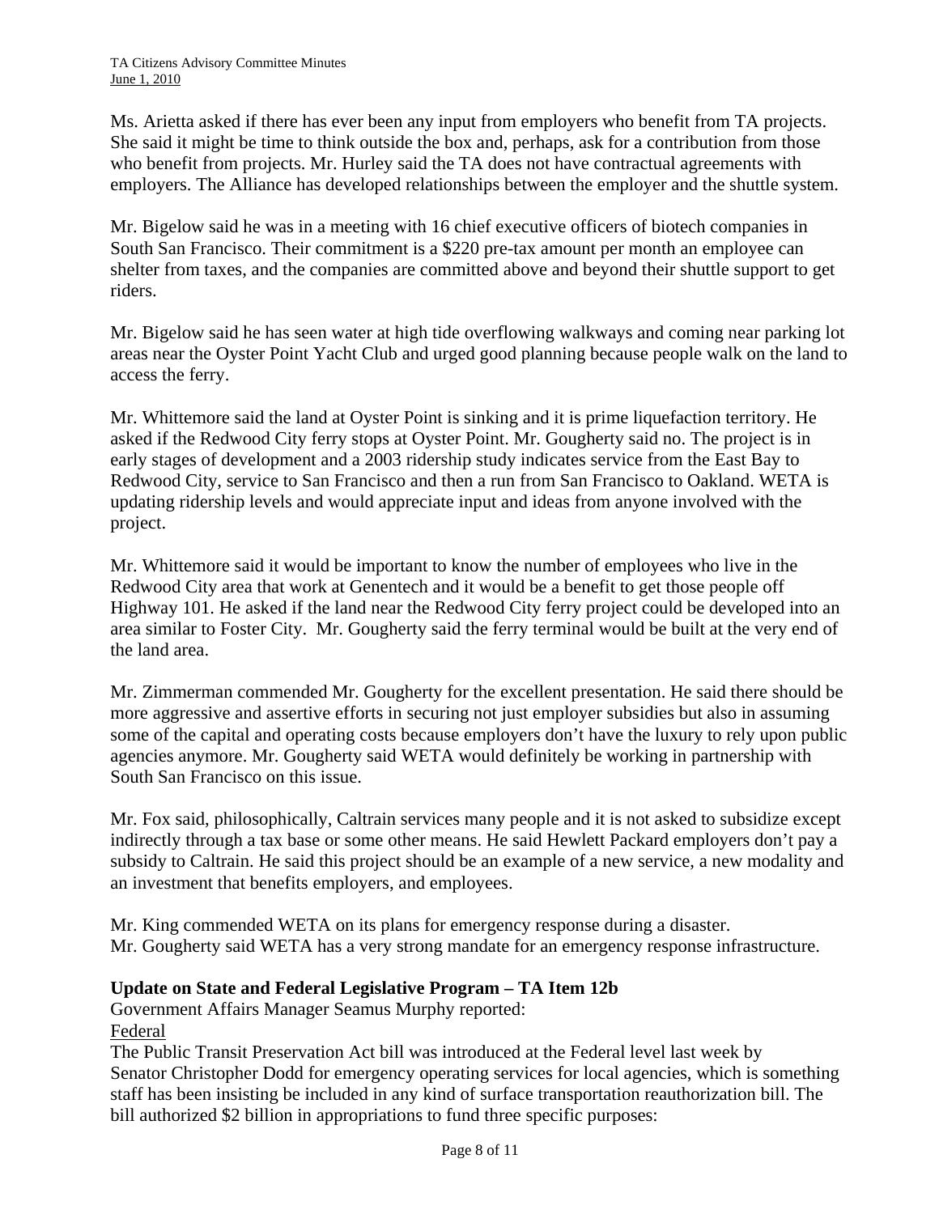Ms. Arietta asked if there has ever been any input from employers who benefit from TA projects. She said it might be time to think outside the box and, perhaps, ask for a contribution from those who benefit from projects. Mr. Hurley said the TA does not have contractual agreements with employers. The Alliance has developed relationships between the employer and the shuttle system.

Mr. Bigelow said he was in a meeting with 16 chief executive officers of biotech companies in South San Francisco. Their commitment is a $220 pre-tax amount per month an employee can shelter from taxes, and the companies are committed above and beyond their shuttle support to get riders.

Mr. Bigelow said he has seen water at high tide overflowing walkways and coming near parking lot areas near the Oyster Point Yacht Club and urged good planning because people walk on the land to access the ferry.

Mr. Whittemore said the land at Oyster Point is sinking and it is prime liquefaction territory. He asked if the Redwood City ferry stops at Oyster Point. Mr. Gougherty said no. The project is in early stages of development and a 2003 ridership study indicates service from the East Bay to Redwood City, service to San Francisco and then a run from San Francisco to Oakland. WETA is updating ridership levels and would appreciate input and ideas from anyone involved with the project.

Mr. Whittemore said it would be important to know the number of employees who live in the Redwood City area that work at Genentech and it would be a benefit to get those people off Highway 101. He asked if the land near the Redwood City ferry project could be developed into an area similar to Foster City. Mr. Gougherty said the ferry terminal would be built at the very end of the land area.

Mr. Zimmerman commended Mr. Gougherty for the excellent presentation. He said there should be more aggressive and assertive efforts in securing not just employer subsidies but also in assuming some of the capital and operating costs because employers don't have the luxury to rely upon public agencies anymore. Mr. Gougherty said WETA would definitely be working in partnership with South San Francisco on this issue.

Mr. Fox said, philosophically, Caltrain services many people and it is not asked to subsidize except indirectly through a tax base or some other means. He said Hewlett Packard employers don't pay a subsidy to Caltrain. He said this project should be an example of a new service, a new modality and an investment that benefits employers, and employees.

Mr. King commended WETA on its plans for emergency response during a disaster.
Mr. Gougherty said WETA has a very strong mandate for an emergency response infrastructure.

**Update on State and Federal Legislative Program – TA Item 12b**

Government Affairs Manager Seamus Murphy reported:

Federal

The Public Transit Preservation Act bill was introduced at the Federal level last week by Senator Christopher Dodd for emergency operating services for local agencies, which is something staff has been insisting be included in any kind of surface transportation reauthorization bill. The bill authorized $2 billion in appropriations to fund three specific purposes: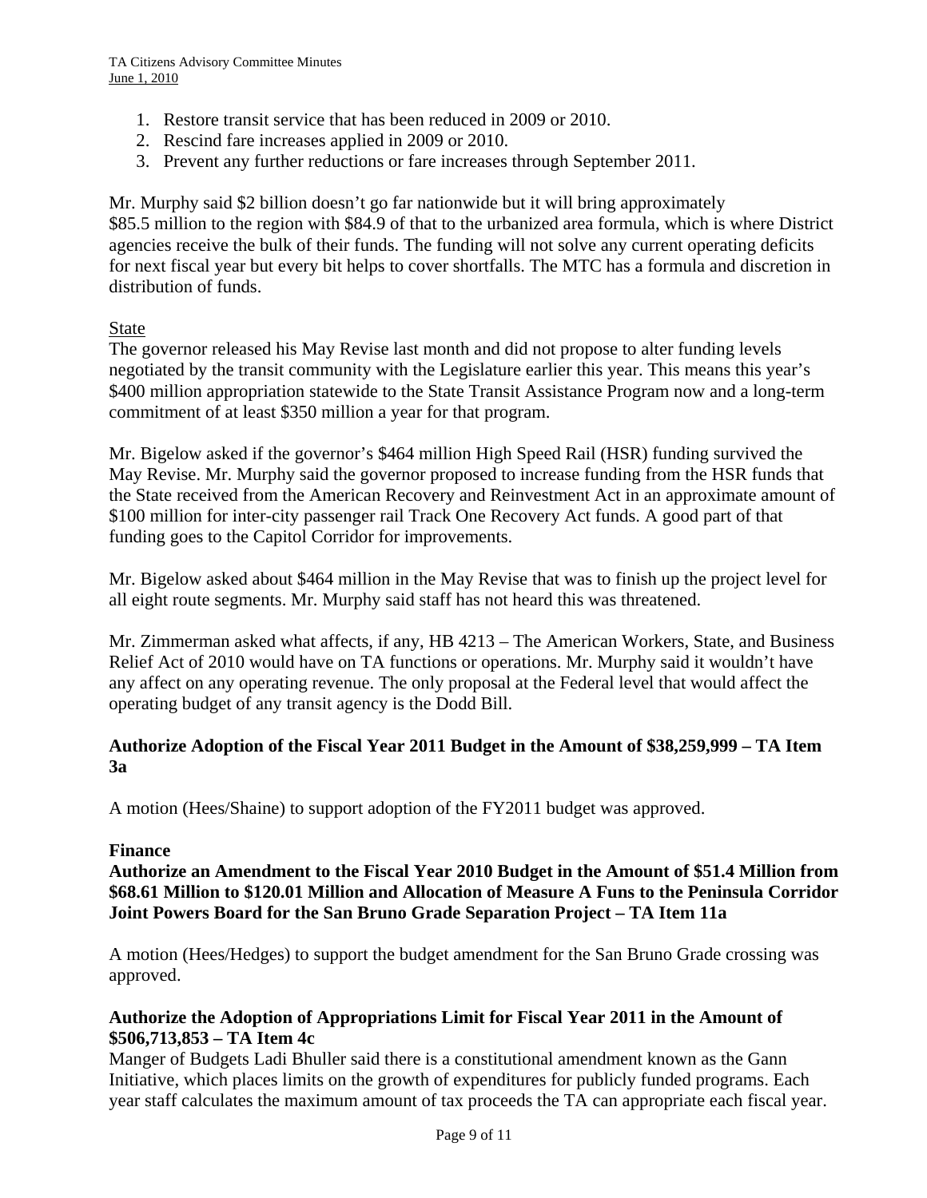1. Restore transit service that has been reduced in 2009 or 2010.
2. Rescind fare increases applied in 2009 or 2010.
3. Prevent any further reductions or fare increases through September 2011.

Mr. Murphy said $2 billion doesn't go far nationwide but it will bring approximately $85.5 million to the region with $84.9 of that to the urbanized area formula, which is where District agencies receive the bulk of their funds. The funding will not solve any current operating deficits for next fiscal year but every bit helps to cover shortfalls. The MTC has a formula and discretion in distribution of funds.

State

The governor released his May Revise last month and did not propose to alter funding levels negotiated by the transit community with the Legislature earlier this year. This means this year's $400 million appropriation statewide to the State Transit Assistance Program now and a long-term commitment of at least $350 million a year for that program.

Mr. Bigelow asked if the governor's $464 million High Speed Rail (HSR) funding survived the May Revise. Mr. Murphy said the governor proposed to increase funding from the HSR funds that the State received from the American Recovery and Reinvestment Act in an approximate amount of $100 million for inter-city passenger rail Track One Recovery Act funds. A good part of that funding goes to the Capitol Corridor for improvements.

Mr. Bigelow asked about $464 million in the May Revise that was to finish up the project level for all eight route segments. Mr. Murphy said staff has not heard this was threatened.

Mr. Zimmerman asked what affects, if any, HB 4213 – The American Workers, State, and Business Relief Act of 2010 would have on TA functions or operations. Mr. Murphy said it wouldn't have any affect on any operating revenue. The only proposal at the Federal level that would affect the operating budget of any transit agency is the Dodd Bill.

**Authorize Adoption of the Fiscal Year 2011 Budget in the Amount of $38,259,999 – TA Item 3a**

A motion (Hees/Shaine) to support adoption of the FY2011 budget was approved.

**Finance**

**Authorize an Amendment to the Fiscal Year 2010 Budget in the Amount of $51.4 Million from $68.61 Million to $120.01 Million and Allocation of Measure A Funs to the Peninsula Corridor Joint Powers Board for the San Bruno Grade Separation Project – TA Item 11a**

A motion (Hees/Hedges) to support the budget amendment for the San Bruno Grade crossing was approved.

**Authorize the Adoption of Appropriations Limit for Fiscal Year 2011 in the Amount of $506,713,853 – TA Item 4c**

Manger of Budgets Ladi Bhuller said there is a constitutional amendment known as the Gann Initiative, which places limits on the growth of expenditures for publicly funded programs. Each year staff calculates the maximum amount of tax proceeds the TA can appropriate each fiscal year.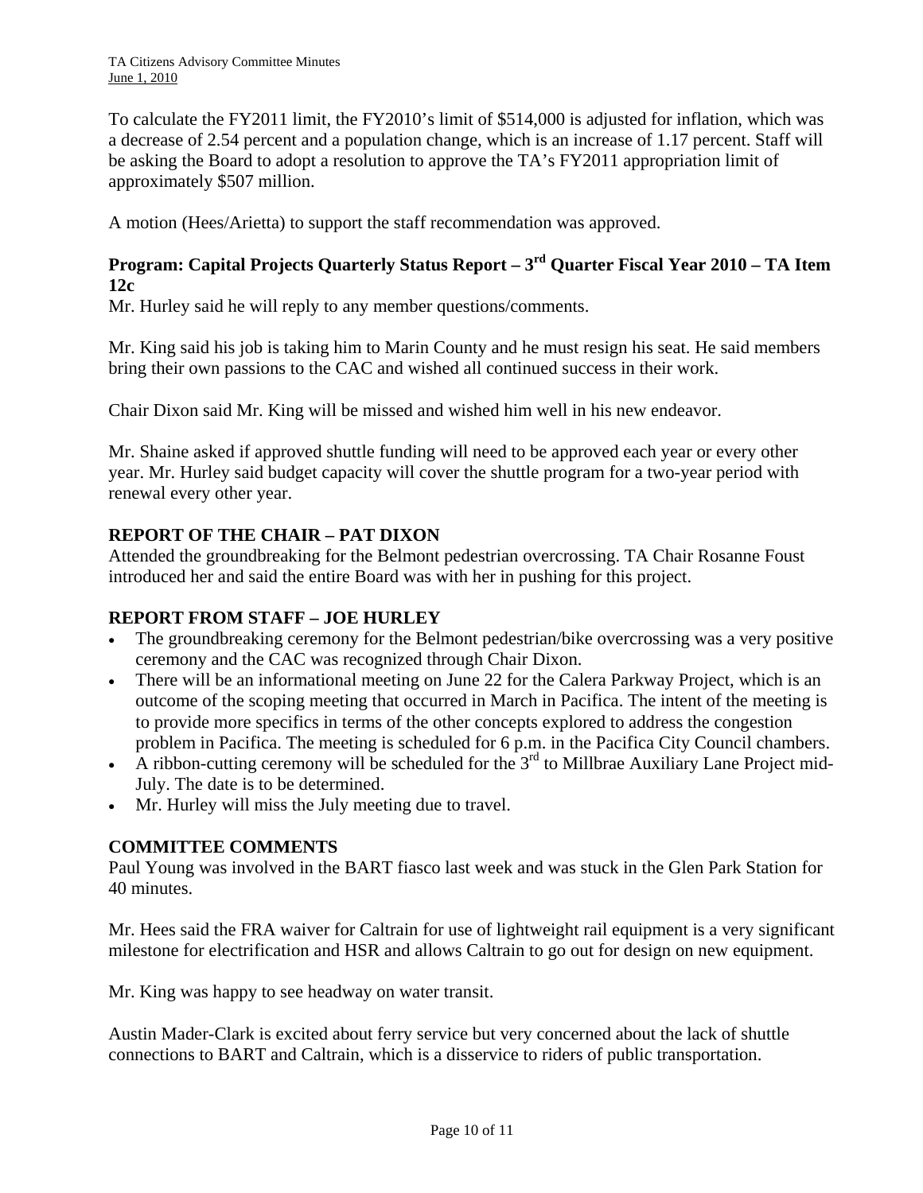To calculate the FY2011 limit, the FY2010's limit of $514,000 is adjusted for inflation, which was a decrease of 2.54 percent and a population change, which is an increase of 1.17 percent. Staff will be asking the Board to adopt a resolution to approve the TA's FY2011 appropriation limit of approximately $507 million.

A motion (Hees/Arietta) to support the staff recommendation was approved.

**Program: Capital Projects Quarterly Status Report – 3rd Quarter Fiscal Year 2010 – TA Item 12c**

Mr. Hurley said he will reply to any member questions/comments.

Mr. King said his job is taking him to Marin County and he must resign his seat. He said members bring their own passions to the CAC and wished all continued success in their work.

Chair Dixon said Mr. King will be missed and wished him well in his new endeavor.

Mr. Shaine asked if approved shuttle funding will need to be approved each year or every other year. Mr. Hurley said budget capacity will cover the shuttle program for a two-year period with renewal every other year.

**REPORT OF THE CHAIR – PAT DIXON**

Attended the groundbreaking for the Belmont pedestrian overcrossing. TA Chair Rosanne Foust introduced her and said the entire Board was with her in pushing for this project.

**REPORT FROM STAFF – JOE HURLEY**

- The groundbreaking ceremony for the Belmont pedestrian/bike overcrossing was a very positive ceremony and the CAC was recognized through Chair Dixon.
- There will be an informational meeting on June 22 for the Calera Parkway Project, which is an outcome of the scoping meeting that occurred in March in Pacifica. The intent of the meeting is to provide more specifics in terms of the other concepts explored to address the congestion problem in Pacifica. The meeting is scheduled for 6 p.m. in the Pacifica City Council chambers.
- A ribbon-cutting ceremony will be scheduled for the 3rd to Millbrae Auxiliary Lane Project mid-July. The date is to be determined.
- Mr. Hurley will miss the July meeting due to travel.

**COMMITTEE COMMENTS**

Paul Young was involved in the BART fiasco last week and was stuck in the Glen Park Station for 40 minutes.

Mr. Hees said the FRA waiver for Caltrain for use of lightweight rail equipment is a very significant milestone for electrification and HSR and allows Caltrain to go out for design on new equipment.

Mr. King was happy to see headway on water transit.

Austin Mader-Clark is excited about ferry service but very concerned about the lack of shuttle connections to BART and Caltrain, which is a disservice to riders of public transportation.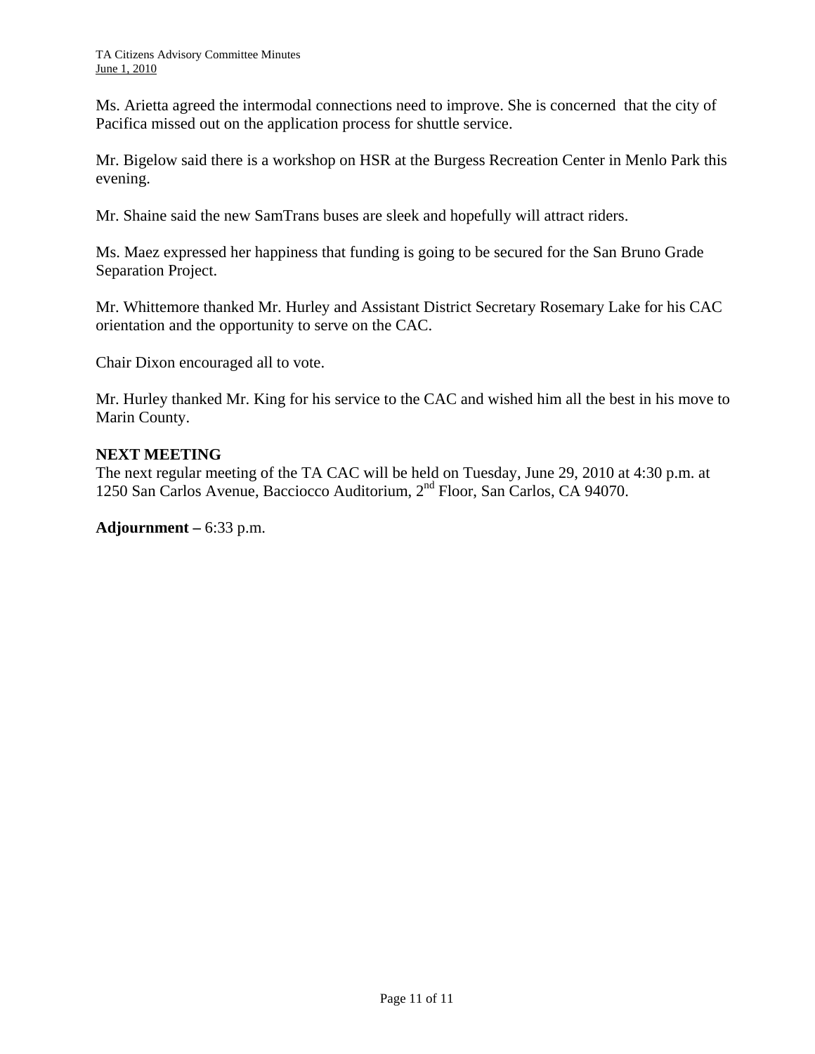Ms. Arietta agreed the intermodal connections need to improve. She is concerned that the city of Pacifica missed out on the application process for shuttle service.

Mr. Bigelow said there is a workshop on HSR at the Burgess Recreation Center in Menlo Park this evening.

Mr. Shaine said the new SamTrans buses are sleek and hopefully will attract riders.

Ms. Maez expressed her happiness that funding is going to be secured for the San Bruno Grade Separation Project.

Mr. Whittemore thanked Mr. Hurley and Assistant District Secretary Rosemary Lake for his CAC orientation and the opportunity to serve on the CAC.

Chair Dixon encouraged all to vote.

Mr. Hurley thanked Mr. King for his service to the CAC and wished him all the best in his move to Marin County.

**NEXT MEETING**

The next regular meeting of the TA CAC will be held on Tuesday, June 29, 2010 at 4:30 p.m. at 1250 San Carlos Avenue, Bacciocco Auditorium, 2nd Floor, San Carlos, CA 94070.

**Adjournment –** 6:33 p.m.